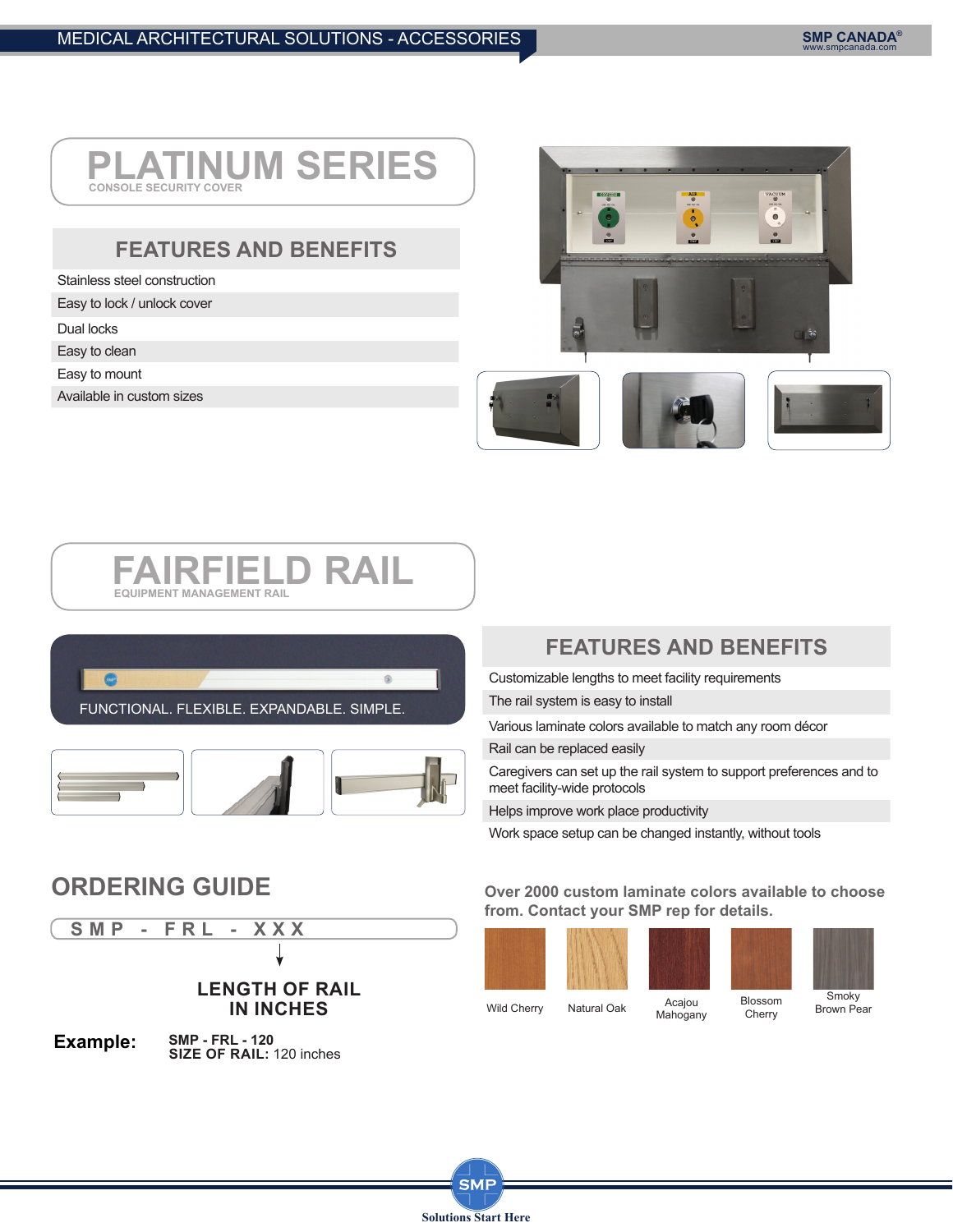# PLATINUM SERIES

CONSOLE SECURITY COVER

## FEATURES AND BENEFITS

- Stainless steel construction
- Easy to lock / unlock cover
- Dual locks
- Easy to clean
- Easy to mount
- Available in custom sizes

# FAIRFIELD RAIL

EQUIPMENT MANAGEMENT RAIL

FUNCTIONAL. FLEXIBLE. EXPANDABLE. SIMPLE.

## FEATURES AND BENEFITS

- Customizable lengths to meet facility requirements
- The rail system is easy to install
- Various laminate colors available to match any room décor
- Rail can be replaced easily
- Caregivers can set up the rail system to support preferences and to meet facility-wide protocols
- Helps improve work place productivity
- Work space setup can be changed instantly, without tools

## ORDERING GUIDE

S M P - F R L - X X X

**LENGTH OF RAIL IN INCHES**

**Example:** **SMP - FRL - 120**
**SIZE OF RAIL:** 120 inches

**Over 2000 custom laminate colors available to choose from. Contact your SMP rep for details.**

Wild Cherry | Natural Oak | Acajou Mahogany | Blossom Cherry | Smoky Brown Pear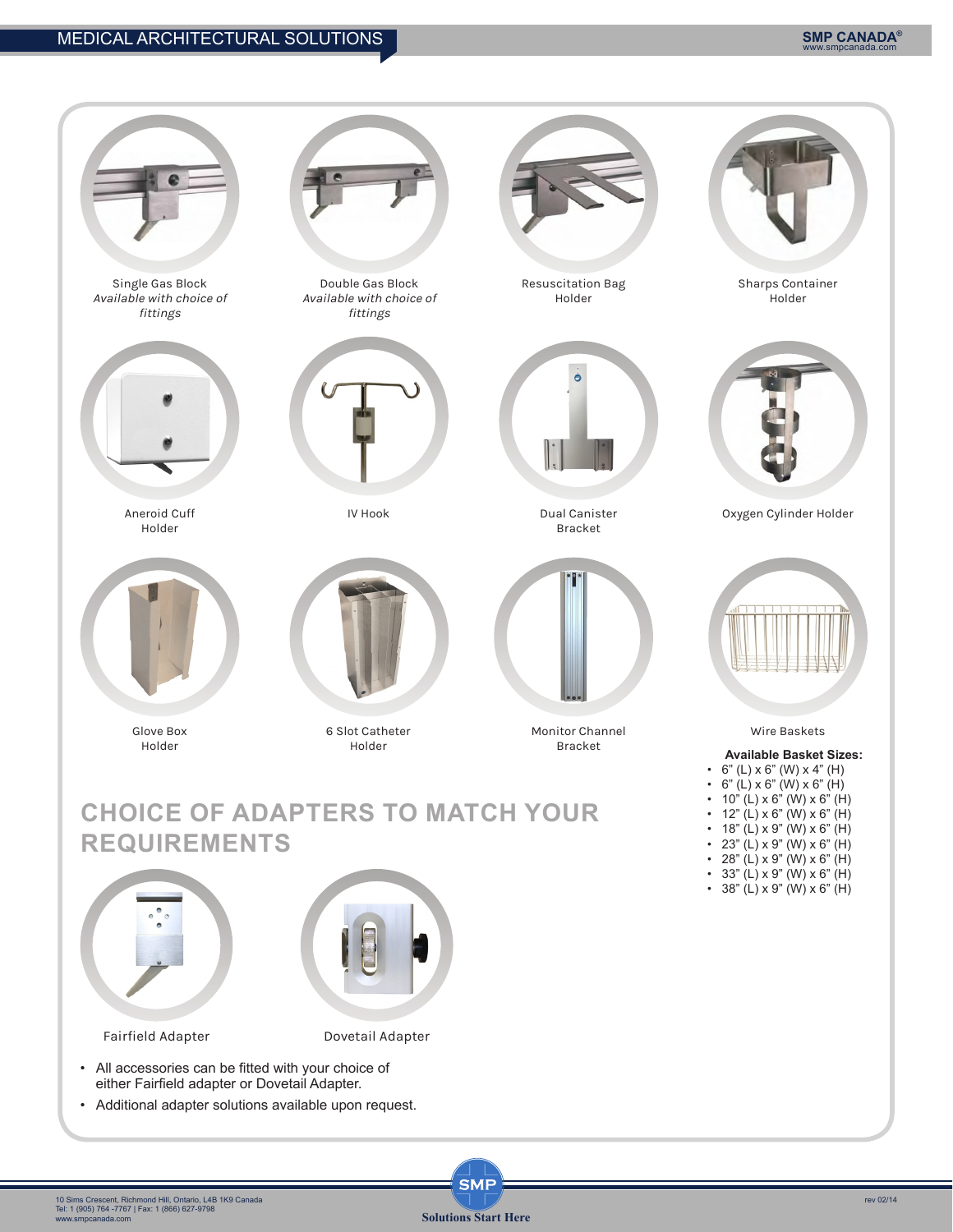Single Gas Block
*Available with choice of fittings*

Double Gas Block
*Available with choice of fittings*

Resuscitation Bag Holder

Sharps Container Holder

Aneroid Cuff Holder

IV Hook

Dual Canister Bracket

Oxygen Cylinder Holder

Glove Box Holder

6 Slot Catheter Holder

Monitor Channel Bracket

Wire Baskets

**Available Basket Sizes:**

- 6” (L) x 6” (W) x 4” (H)
- 6” (L) x 6” (W) x 6” (H)
- 10” (L) x 6” (W) x 6” (H)
- 12” (L) x 6” (W) x 6” (H)
- 18” (L) x 9” (W) x 6” (H)
- 23” (L) x 9” (W) x 6” (H)
- 28” (L) x 9” (W) x 6” (H)
- 33” (L) x 9” (W) x 6” (H)
- 38” (L) x 9” (W) x 6” (H)

## CHOICE OF ADAPTERS TO MATCH YOUR REQUIREMENTS

Fairfield Adapter

Dovetail Adapter

- All accessories can be fitted with your choice of either Fairfield adapter or Dovetail Adapter.
- Additional adapter solutions available upon request.